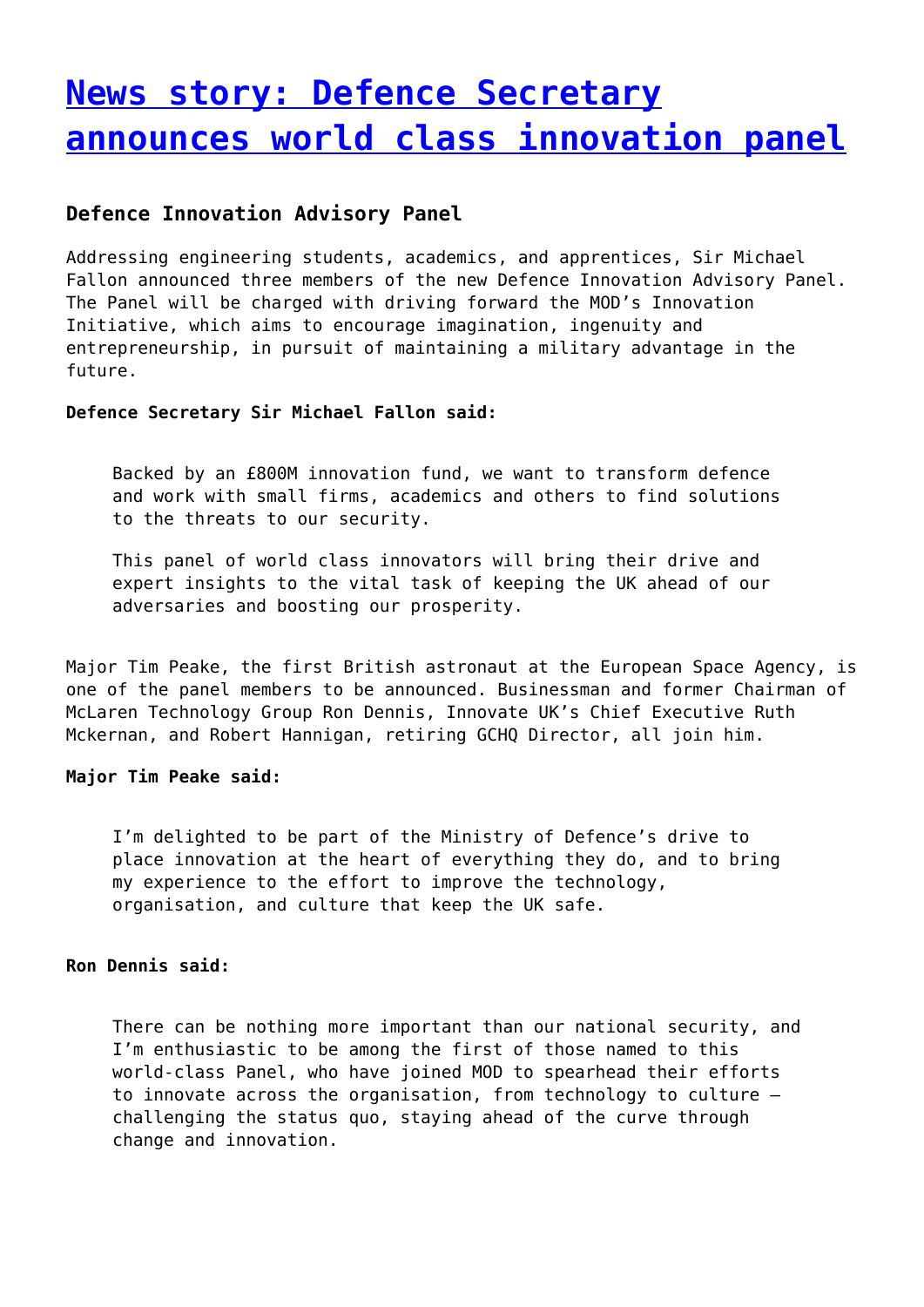# [News story: Defence Secretary announces world class innovation panel]

### Defence Innovation Advisory Panel

Addressing engineering students, academics, and apprentices, Sir Michael Fallon announced three members of the new Defence Innovation Advisory Panel. The Panel will be charged with driving forward the MOD's Innovation Initiative, which aims to encourage imagination, ingenuity and entrepreneurship, in pursuit of maintaining a military advantage in the future.

**Defence Secretary Sir Michael Fallon said:**

> Backed by an £800M innovation fund, we want to transform defence and work with small firms, academics and others to find solutions to the threats to our security.
>
> This panel of world class innovators will bring their drive and expert insights to the vital task of keeping the UK ahead of our adversaries and boosting our prosperity.

Major Tim Peake, the first British astronaut at the European Space Agency, is one of the panel members to be announced. Businessman and former Chairman of McLaren Technology Group Ron Dennis, Innovate UK's Chief Executive Ruth Mckernan, and Robert Hannigan, retiring GCHQ Director, all join him.

**Major Tim Peake said:**

> I'm delighted to be part of the Ministry of Defence's drive to place innovation at the heart of everything they do, and to bring my experience to the effort to improve the technology, organisation, and culture that keep the UK safe.

**Ron Dennis said:**

> There can be nothing more important than our national security, and I'm enthusiastic to be among the first of those named to this world-class Panel, who have joined MOD to spearhead their efforts to innovate across the organisation, from technology to culture – challenging the status quo, staying ahead of the curve through change and innovation.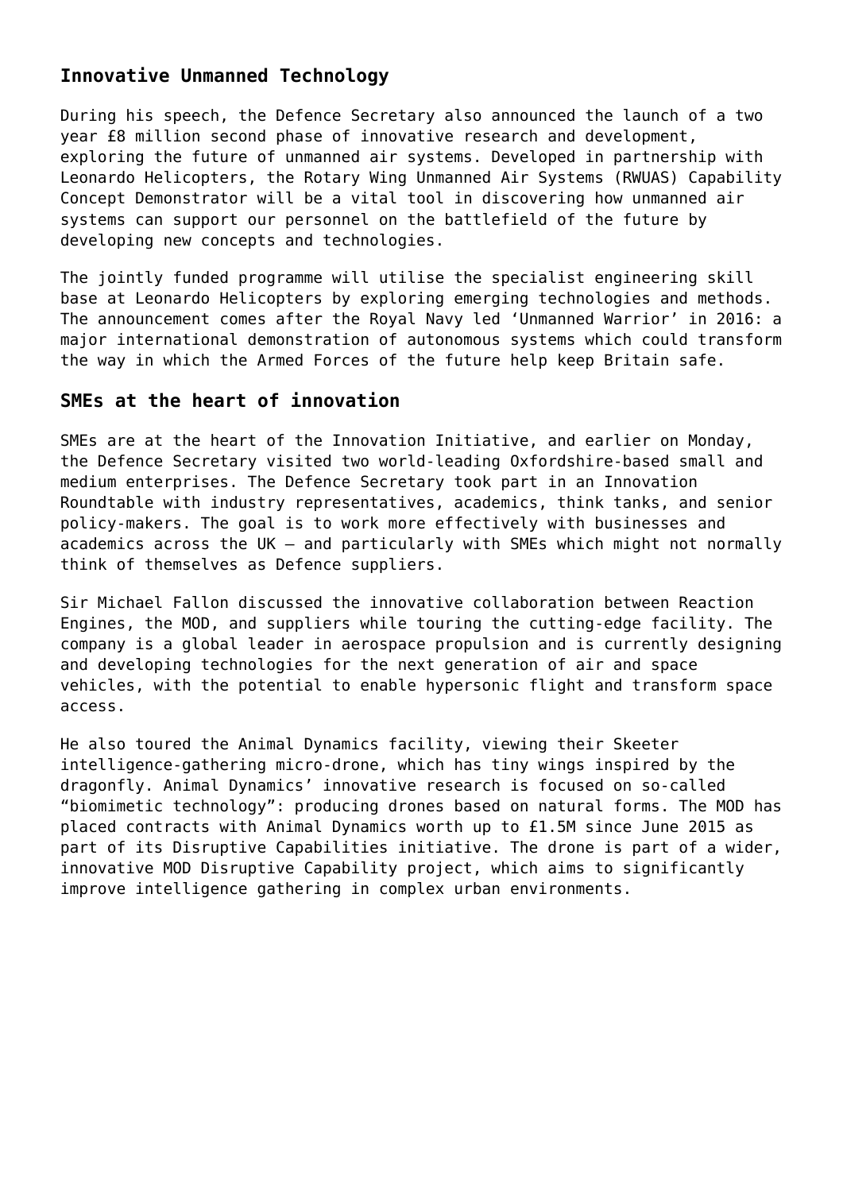## Innovative Unmanned Technology

During his speech, the Defence Secretary also announced the launch of a two year £8 million second phase of innovative research and development, exploring the future of unmanned air systems. Developed in partnership with Leonardo Helicopters, the Rotary Wing Unmanned Air Systems (RWUAS) Capability Concept Demonstrator will be a vital tool in discovering how unmanned air systems can support our personnel on the battlefield of the future by developing new concepts and technologies.

The jointly funded programme will utilise the specialist engineering skill base at Leonardo Helicopters by exploring emerging technologies and methods. The announcement comes after the Royal Navy led 'Unmanned Warrior' in 2016: a major international demonstration of autonomous systems which could transform the way in which the Armed Forces of the future help keep Britain safe.

## SMEs at the heart of innovation

SMEs are at the heart of the Innovation Initiative, and earlier on Monday, the Defence Secretary visited two world-leading Oxfordshire-based small and medium enterprises. The Defence Secretary took part in an Innovation Roundtable with industry representatives, academics, think tanks, and senior policy-makers. The goal is to work more effectively with businesses and academics across the UK – and particularly with SMEs which might not normally think of themselves as Defence suppliers.

Sir Michael Fallon discussed the innovative collaboration between Reaction Engines, the MOD, and suppliers while touring the cutting-edge facility. The company is a global leader in aerospace propulsion and is currently designing and developing technologies for the next generation of air and space vehicles, with the potential to enable hypersonic flight and transform space access.

He also toured the Animal Dynamics facility, viewing their Skeeter intelligence-gathering micro-drone, which has tiny wings inspired by the dragonfly. Animal Dynamics' innovative research is focused on so-called "biomimetic technology": producing drones based on natural forms. The MOD has placed contracts with Animal Dynamics worth up to £1.5M since June 2015 as part of its Disruptive Capabilities initiative. The drone is part of a wider, innovative MOD Disruptive Capability project, which aims to significantly improve intelligence gathering in complex urban environments.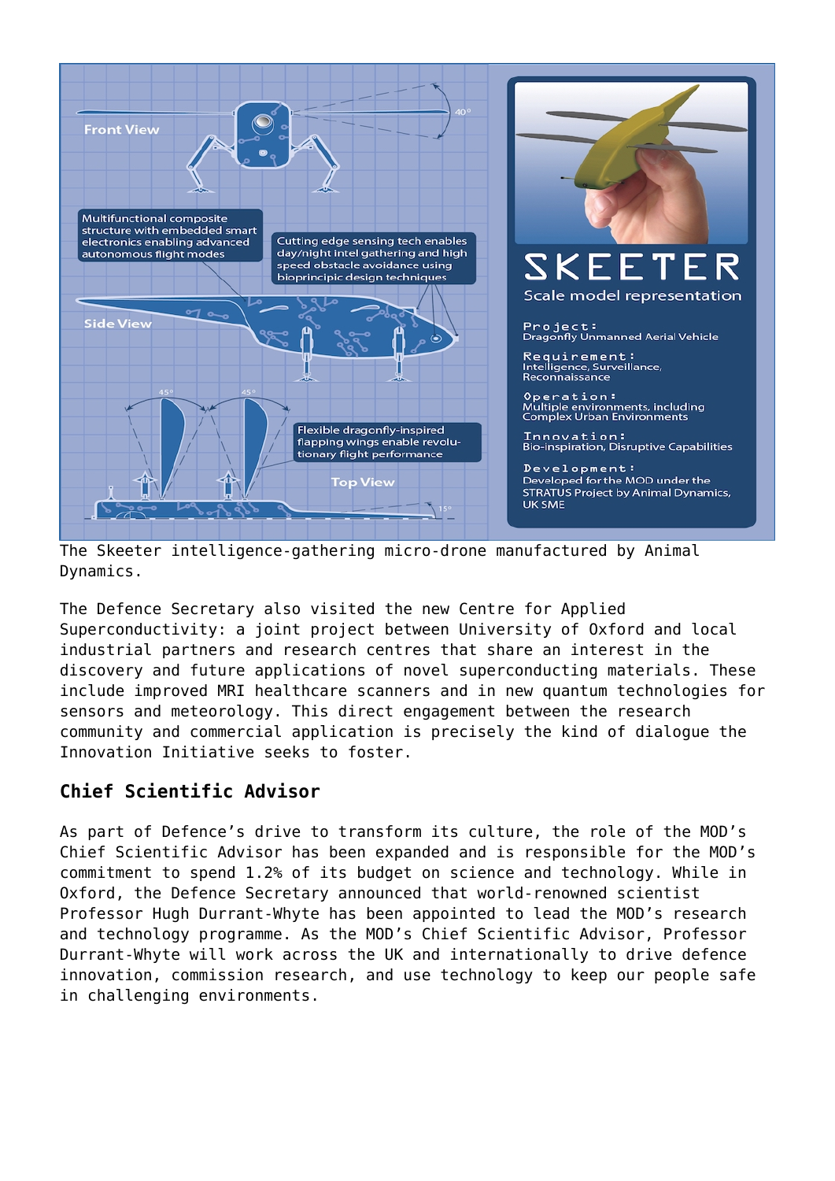Front View

Multifunctional composite structure with embedded smart electronics enabling advanced autonomous flight modes

Cutting edge sensing tech enables day/night intel gathering and high speed obstacle avoidance using bioprincipic design techniques

Side View

Flexible dragonfly-inspired flapping wings enable revolutionary flight performance

Top View

40°

45°

45°

15°

SKEETER

Scale model representation

**Project:** Dragonfly Unmanned Aerial Vehicle

**Requirement:** Intelligence, Surveillance, Reconnaissance

**Operation:** Multiple environments, including Complex Urban Environments

**Innovation:** Bio-inspiration, Disruptive Capabilities

**Development:** Developed for the MOD under the STRATUS Project by Animal Dynamics, UK SME

The Skeeter intelligence-gathering micro-drone manufactured by Animal Dynamics.

The Defence Secretary also visited the new Centre for Applied Superconductivity: a joint project between University of Oxford and local industrial partners and research centres that share an interest in the discovery and future applications of novel superconducting materials. These include improved MRI healthcare scanners and in new quantum technologies for sensors and meteorology. This direct engagement between the research community and commercial application is precisely the kind of dialogue the Innovation Initiative seeks to foster.

## Chief Scientific Advisor

As part of Defence's drive to transform its culture, the role of the MOD's Chief Scientific Advisor has been expanded and is responsible for the MOD's commitment to spend 1.2% of its budget on science and technology. While in Oxford, the Defence Secretary announced that world-renowned scientist Professor Hugh Durrant-Whyte has been appointed to lead the MOD's research and technology programme. As the MOD's Chief Scientific Advisor, Professor Durrant-Whyte will work across the UK and internationally to drive defence innovation, commission research, and use technology to keep our people safe in challenging environments.